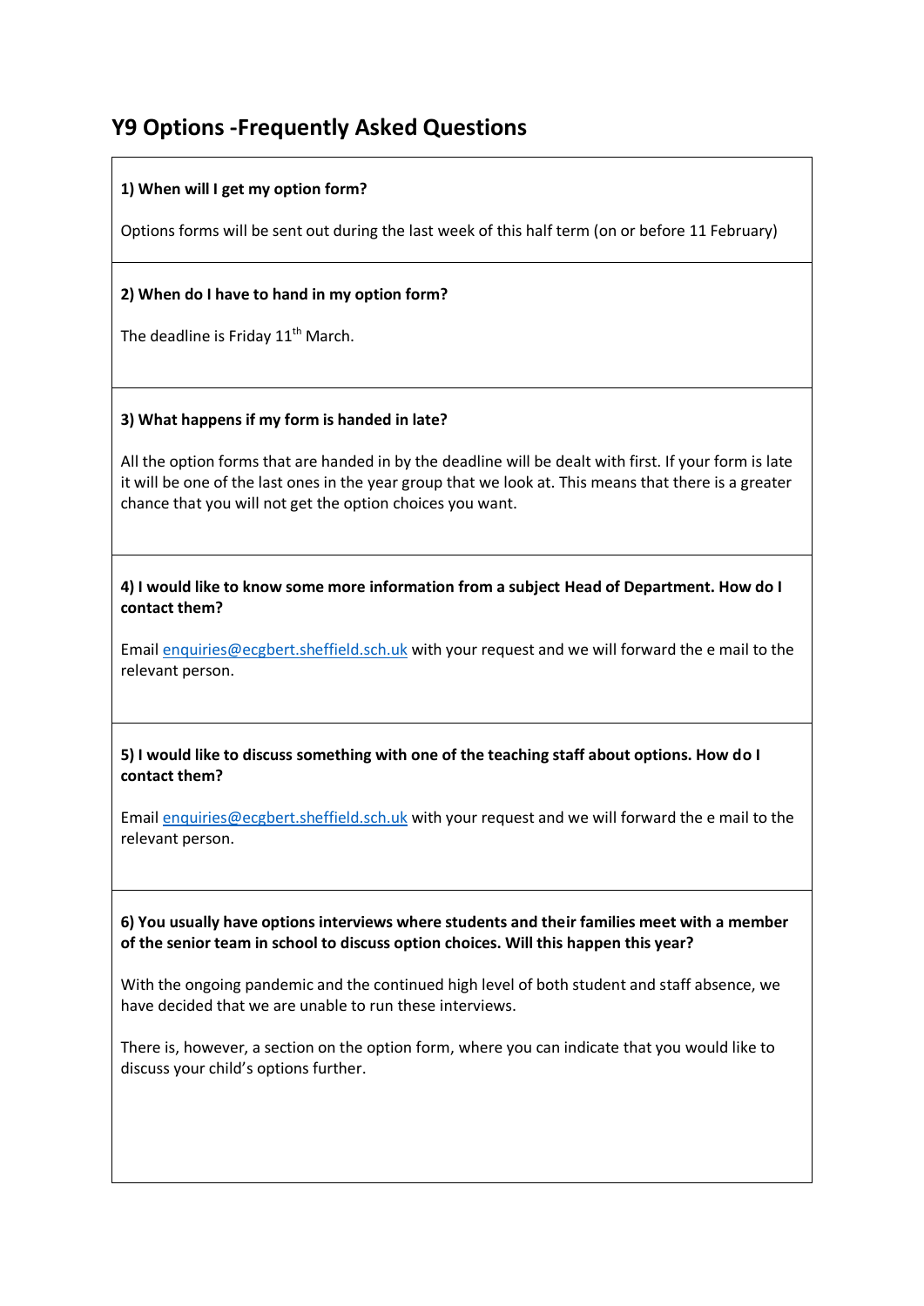# Y9 Options -Frequently Asked Questions

**1) When will I get my option form?**

Options forms will be sent out during the last week of this half term (on or before 11 February)

**2) When do I have to hand in my option form?**

The deadline is Friday 11th March.

**3) What happens if my form is handed in late?**

All the option forms that are handed in by the deadline will be dealt with first. If your form is late it will be one of the last ones in the year group that we look at. This means that there is a greater chance that you will not get the option choices you want.

**4) I would like to know some more information from a subject Head of Department. How do I contact them?**

Email enquiries@ecgbert.sheffield.sch.uk with your request and we will forward the e mail to the relevant person.

**5) I would like to discuss something with one of the teaching staff about options. How do I contact them?**

Email enquiries@ecgbert.sheffield.sch.uk with your request and we will forward the e mail to the relevant person.

**6) You usually have options interviews where students and their families meet with a member of the senior team in school to discuss option choices. Will this happen this year?**

With the ongoing pandemic and the continued high level of both student and staff absence, we have decided that we are unable to run these interviews.

There is, however, a section on the option form, where you can indicate that you would like to discuss your child's options further.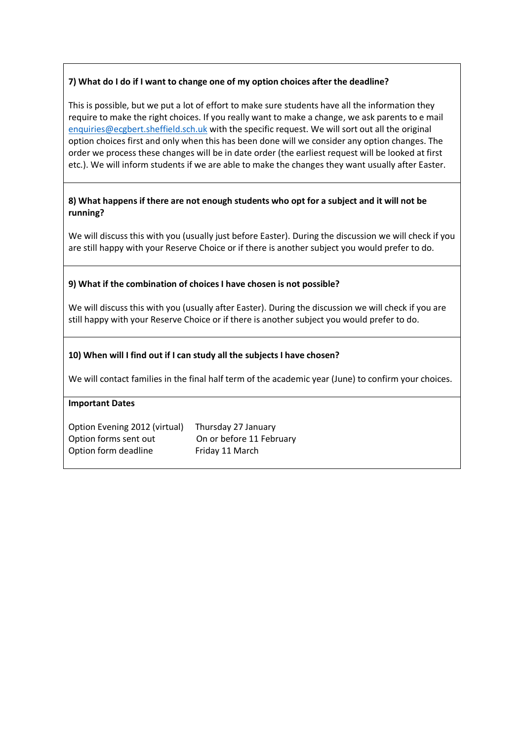**7) What do I do if I want to change one of my option choices after the deadline?**

This is possible, but we put a lot of effort to make sure students have all the information they require to make the right choices. If you really want to make a change, we ask parents to e mail enquiries@ecgbert.sheffield.sch.uk with the specific request. We will sort out all the original option choices first and only when this has been done will we consider any option changes. The order we process these changes will be in date order (the earliest request will be looked at first etc.). We will inform students if we are able to make the changes they want usually after Easter.

**8) What happens if there are not enough students who opt for a subject and it will not be running?**

We will discuss this with you (usually just before Easter). During the discussion we will check if you are still happy with your Reserve Choice or if there is another subject you would prefer to do.

**9) What if the combination of choices I have chosen is not possible?**

We will discuss this with you (usually after Easter). During the discussion we will check if you are still happy with your Reserve Choice or if there is another subject you would prefer to do.

**10) When will I find out if I can study all the subjects I have chosen?**

We will contact families in the final half term of the academic year (June) to confirm your choices.

**Important Dates**

| | |
|---|---|
| Option Evening 2012 (virtual) | Thursday 27 January |
| Option forms sent out | On or before 11 February |
| Option form deadline | Friday 11 March |